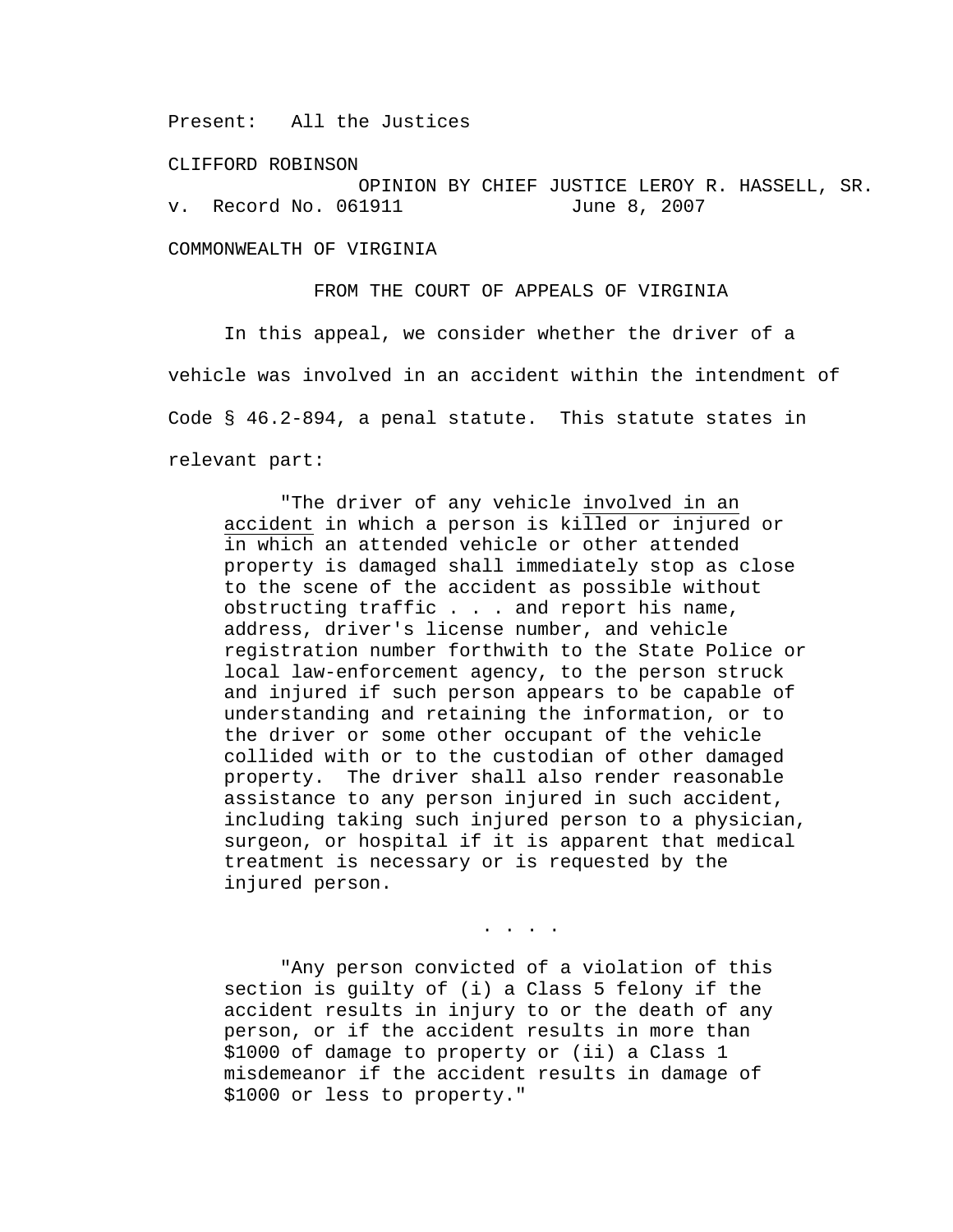Present: All the Justices

CLIFFORD ROBINSON

OPINION BY CHIEF JUSTICE LEROY R. HASSELL, SR.

v. Record No. 061911 June 8, 2007

COMMONWEALTH OF VIRGINIA

FROM THE COURT OF APPEALS OF VIRGINIA

In this appeal, we consider whether the driver of a vehicle was involved in an accident within the intendment of Code § 46.2-894, a penal statute. This statute states in relevant part:

> "The driver of any vehicle <u>involved in an accident</u> in which a person is killed or injured or in which an attended vehicle or other attended property is damaged shall immediately stop as close to the scene of the accident as possible without obstructing traffic . . . and report his name, address, driver's license number, and vehicle registration number forthwith to the State Police or local law-enforcement agency, to the person struck and injured if such person appears to be capable of understanding and retaining the information, or to the driver or some other occupant of the vehicle collided with or to the custodian of other damaged property. The driver shall also render reasonable assistance to any person injured in such accident, including taking such injured person to a physician, surgeon, or hospital if it is apparent that medical treatment is necessary or is requested by the injured person.
>
> . . . .
>
> "Any person convicted of a violation of this section is guilty of (i) a Class 5 felony if the accident results in injury to or the death of any person, or if the accident results in more than $1000 of damage to property or (ii) a Class 1 misdemeanor if the accident results in damage of $1000 or less to property."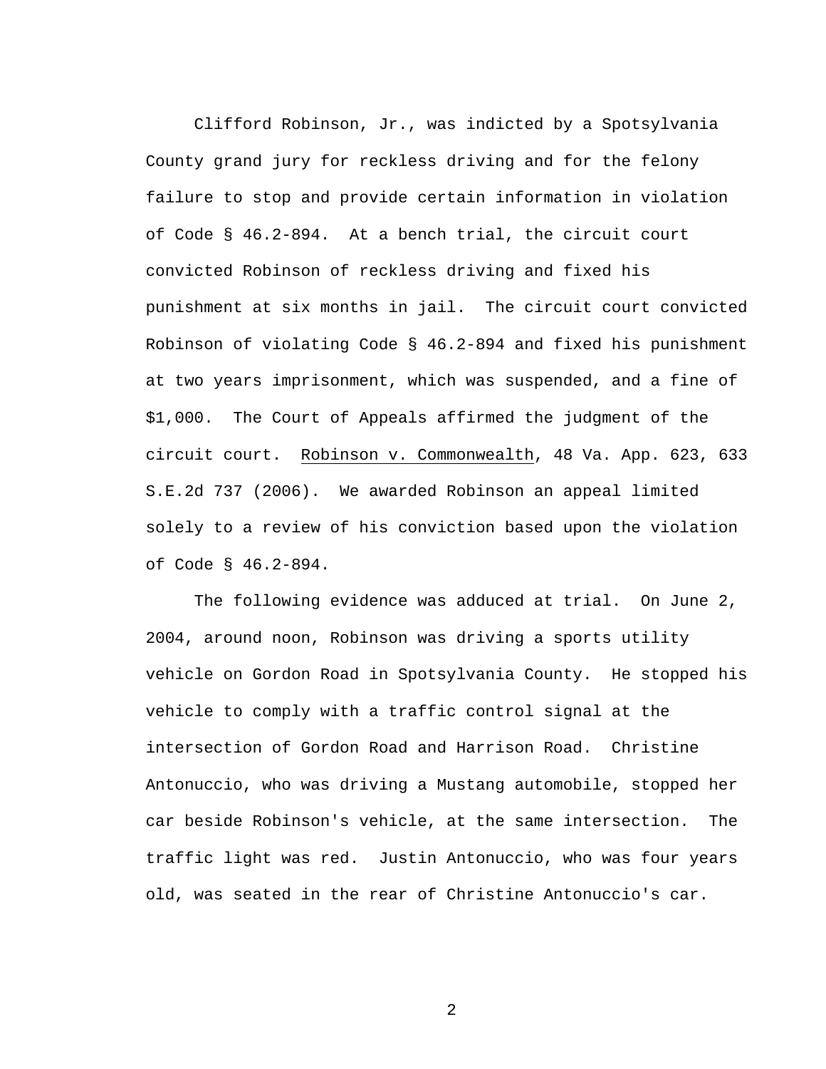Clifford Robinson, Jr., was indicted by a Spotsylvania County grand jury for reckless driving and for the felony failure to stop and provide certain information in violation of Code § 46.2-894. At a bench trial, the circuit court convicted Robinson of reckless driving and fixed his punishment at six months in jail. The circuit court convicted Robinson of violating Code § 46.2-894 and fixed his punishment at two years imprisonment, which was suspended, and a fine of $1,000. The Court of Appeals affirmed the judgment of the circuit court. Robinson v. Commonwealth, 48 Va. App. 623, 633 S.E.2d 737 (2006). We awarded Robinson an appeal limited solely to a review of his conviction based upon the violation of Code § 46.2-894.

The following evidence was adduced at trial. On June 2, 2004, around noon, Robinson was driving a sports utility vehicle on Gordon Road in Spotsylvania County. He stopped his vehicle to comply with a traffic control signal at the intersection of Gordon Road and Harrison Road. Christine Antonuccio, who was driving a Mustang automobile, stopped her car beside Robinson's vehicle, at the same intersection. The traffic light was red. Justin Antonuccio, who was four years old, was seated in the rear of Christine Antonuccio's car.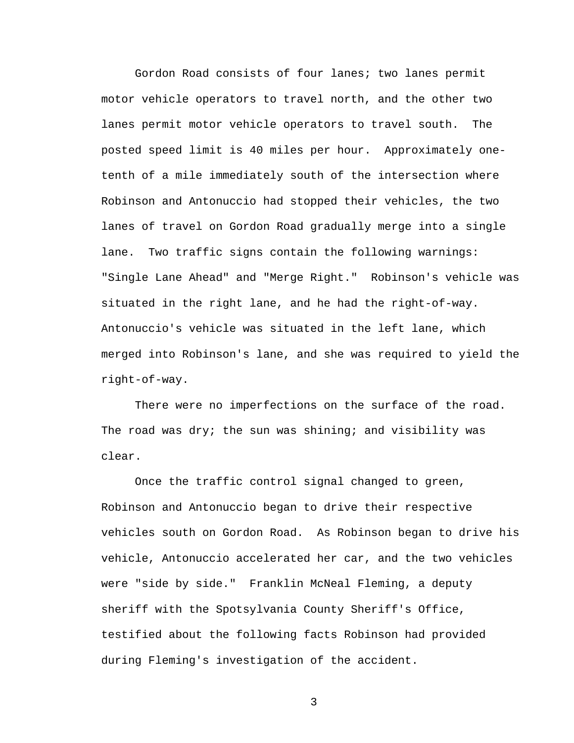Gordon Road consists of four lanes; two lanes permit motor vehicle operators to travel north, and the other two lanes permit motor vehicle operators to travel south. The posted speed limit is 40 miles per hour. Approximately one-tenth of a mile immediately south of the intersection where Robinson and Antonuccio had stopped their vehicles, the two lanes of travel on Gordon Road gradually merge into a single lane. Two traffic signs contain the following warnings: "Single Lane Ahead" and "Merge Right." Robinson's vehicle was situated in the right lane, and he had the right-of-way. Antonuccio's vehicle was situated in the left lane, which merged into Robinson's lane, and she was required to yield the right-of-way.

There were no imperfections on the surface of the road. The road was dry; the sun was shining; and visibility was clear.

Once the traffic control signal changed to green, Robinson and Antonuccio began to drive their respective vehicles south on Gordon Road. As Robinson began to drive his vehicle, Antonuccio accelerated her car, and the two vehicles were "side by side." Franklin McNeal Fleming, a deputy sheriff with the Spotsylvania County Sheriff's Office, testified about the following facts Robinson had provided during Fleming's investigation of the accident.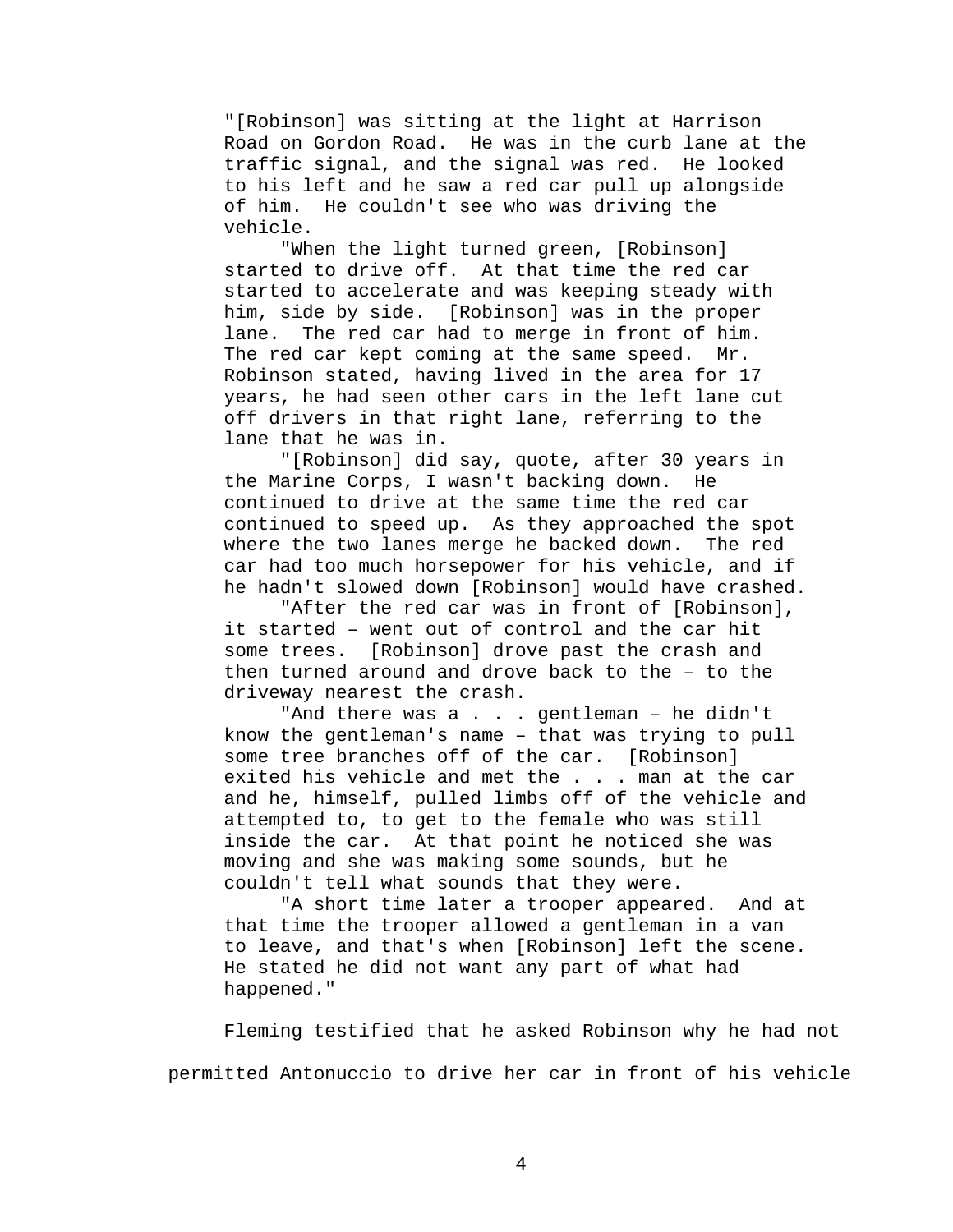> "[Robinson] was sitting at the light at Harrison Road on Gordon Road. He was in the curb lane at the traffic signal, and the signal was red. He looked to his left and he saw a red car pull up alongside of him. He couldn't see who was driving the vehicle.
>
> "When the light turned green, [Robinson] started to drive off. At that time the red car started to accelerate and was keeping steady with him, side by side. [Robinson] was in the proper lane. The red car had to merge in front of him. The red car kept coming at the same speed. Mr. Robinson stated, having lived in the area for 17 years, he had seen other cars in the left lane cut off drivers in that right lane, referring to the lane that he was in.
>
> "[Robinson] did say, quote, after 30 years in the Marine Corps, I wasn't backing down. He continued to drive at the same time the red car continued to speed up. As they approached the spot where the two lanes merge he backed down. The red car had too much horsepower for his vehicle, and if he hadn't slowed down [Robinson] would have crashed.
>
> "After the red car was in front of [Robinson], it started – went out of control and the car hit some trees. [Robinson] drove past the crash and then turned around and drove back to the – to the driveway nearest the crash.
>
> "And there was a . . . gentleman – he didn't know the gentleman's name – that was trying to pull some tree branches off of the car. [Robinson] exited his vehicle and met the . . . man at the car and he, himself, pulled limbs off of the vehicle and attempted to, to get to the female who was still inside the car. At that point he noticed she was moving and she was making some sounds, but he couldn't tell what sounds that they were.
>
> "A short time later a trooper appeared. And at that time the trooper allowed a gentleman in a van to leave, and that's when [Robinson] left the scene. He stated he did not want any part of what had happened."

Fleming testified that he asked Robinson why he had not permitted Antonuccio to drive her car in front of his vehicle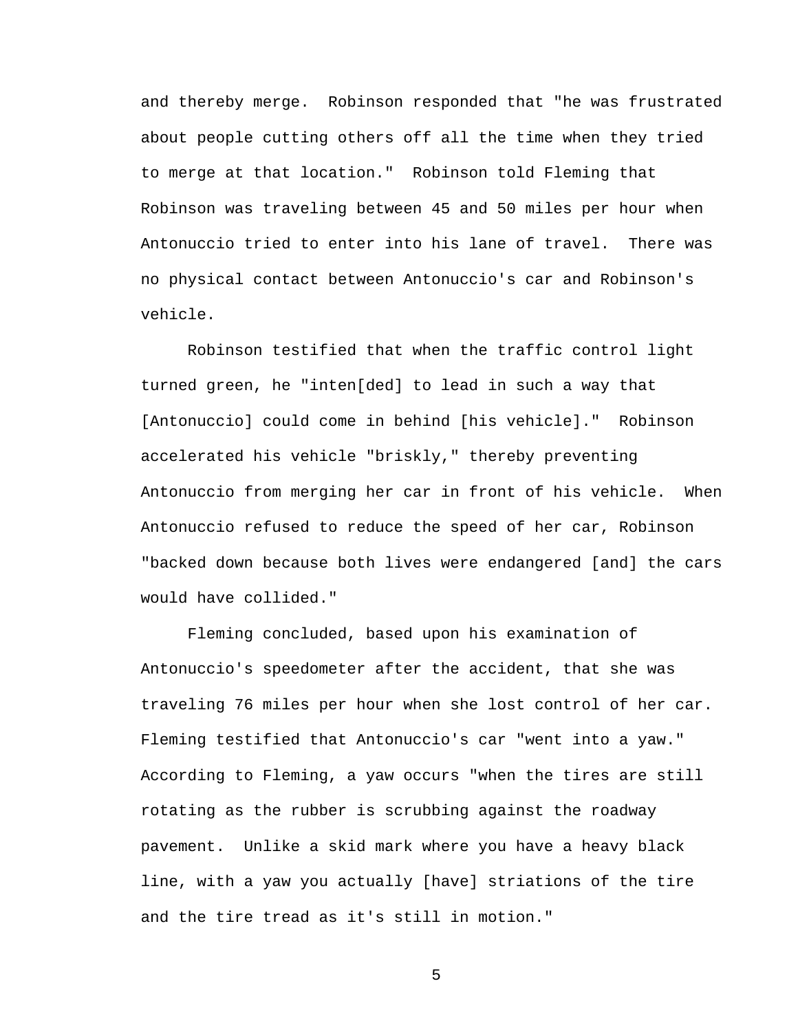and thereby merge. Robinson responded that "he was frustrated about people cutting others off all the time when they tried to merge at that location." Robinson told Fleming that Robinson was traveling between 45 and 50 miles per hour when Antonuccio tried to enter into his lane of travel. There was no physical contact between Antonuccio's car and Robinson's vehicle.

Robinson testified that when the traffic control light turned green, he "inten[ded] to lead in such a way that [Antonuccio] could come in behind [his vehicle]." Robinson accelerated his vehicle "briskly," thereby preventing Antonuccio from merging her car in front of his vehicle. When Antonuccio refused to reduce the speed of her car, Robinson "backed down because both lives were endangered [and] the cars would have collided."

Fleming concluded, based upon his examination of Antonuccio's speedometer after the accident, that she was traveling 76 miles per hour when she lost control of her car. Fleming testified that Antonuccio's car "went into a yaw." According to Fleming, a yaw occurs "when the tires are still rotating as the rubber is scrubbing against the roadway pavement. Unlike a skid mark where you have a heavy black line, with a yaw you actually [have] striations of the tire and the tire tread as it's still in motion."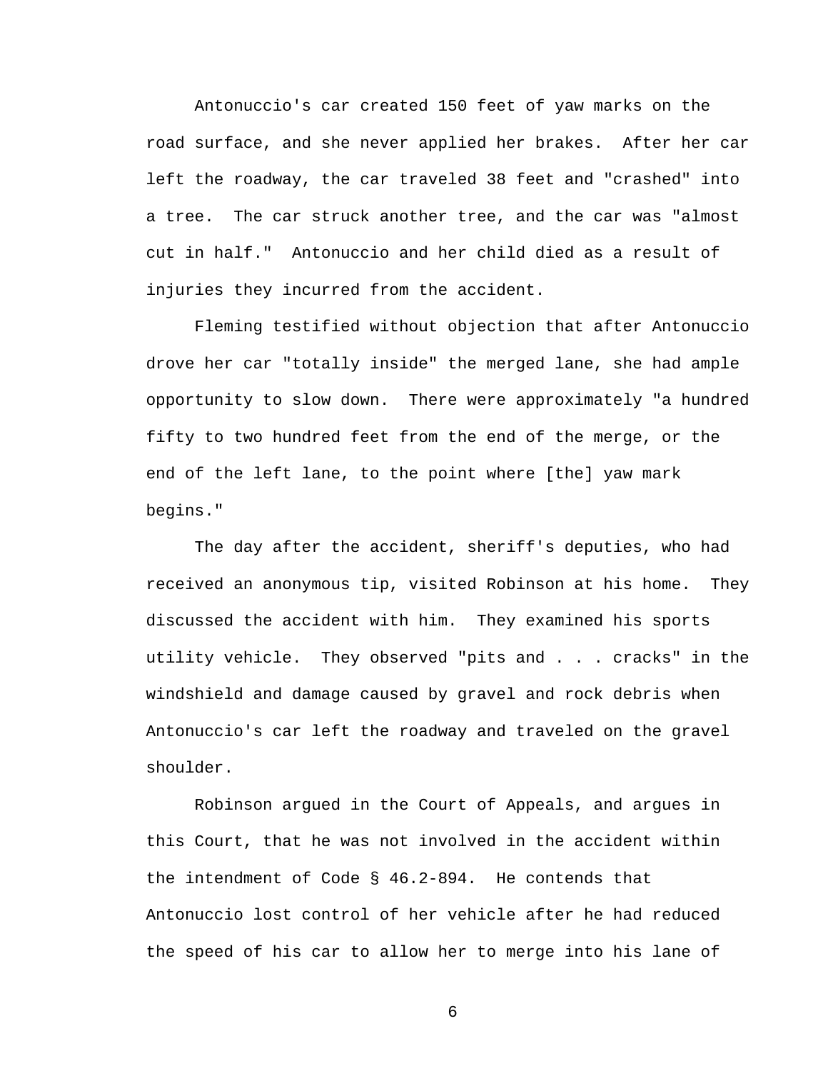Antonuccio's car created 150 feet of yaw marks on the road surface, and she never applied her brakes. After her car left the roadway, the car traveled 38 feet and "crashed" into a tree. The car struck another tree, and the car was "almost cut in half." Antonuccio and her child died as a result of injuries they incurred from the accident.

Fleming testified without objection that after Antonuccio drove her car "totally inside" the merged lane, she had ample opportunity to slow down. There were approximately "a hundred fifty to two hundred feet from the end of the merge, or the end of the left lane, to the point where [the] yaw mark begins."

The day after the accident, sheriff's deputies, who had received an anonymous tip, visited Robinson at his home. They discussed the accident with him. They examined his sports utility vehicle. They observed "pits and . . . cracks" in the windshield and damage caused by gravel and rock debris when Antonuccio's car left the roadway and traveled on the gravel shoulder.

Robinson argued in the Court of Appeals, and argues in this Court, that he was not involved in the accident within the intendment of Code § 46.2-894. He contends that Antonuccio lost control of her vehicle after he had reduced the speed of his car to allow her to merge into his lane of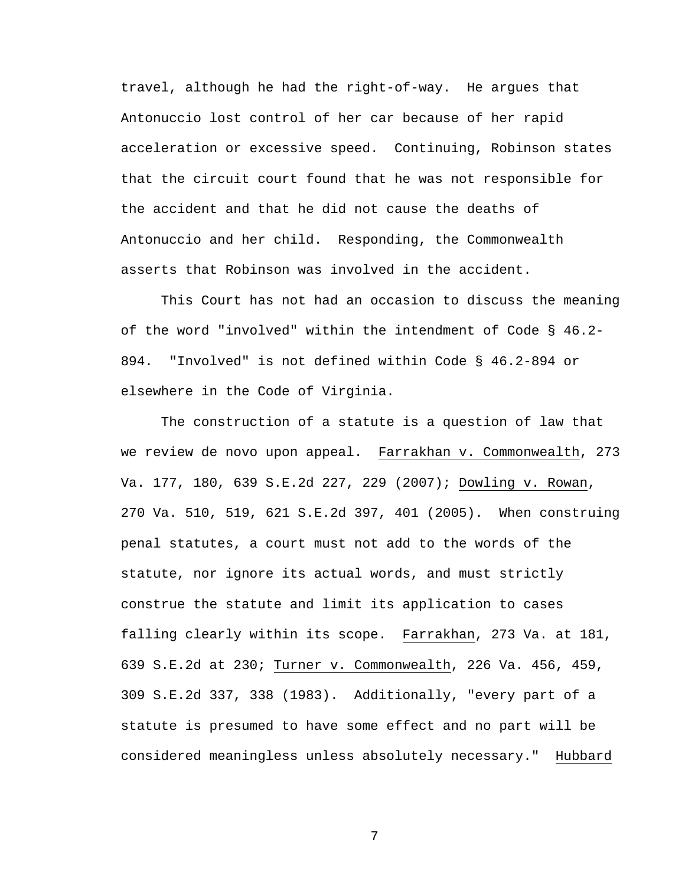travel, although he had the right-of-way. He argues that Antonuccio lost control of her car because of her rapid acceleration or excessive speed. Continuing, Robinson states that the circuit court found that he was not responsible for the accident and that he did not cause the deaths of Antonuccio and her child. Responding, the Commonwealth asserts that Robinson was involved in the accident.

This Court has not had an occasion to discuss the meaning of the word "involved" within the intendment of Code § 46.2-894. "Involved" is not defined within Code § 46.2-894 or elsewhere in the Code of Virginia.

The construction of a statute is a question of law that we review de novo upon appeal. Farrakhan v. Commonwealth, 273 Va. 177, 180, 639 S.E.2d 227, 229 (2007); Dowling v. Rowan, 270 Va. 510, 519, 621 S.E.2d 397, 401 (2005). When construing penal statutes, a court must not add to the words of the statute, nor ignore its actual words, and must strictly construe the statute and limit its application to cases falling clearly within its scope. Farrakhan, 273 Va. at 181, 639 S.E.2d at 230; Turner v. Commonwealth, 226 Va. 456, 459, 309 S.E.2d 337, 338 (1983). Additionally, "every part of a statute is presumed to have some effect and no part will be considered meaningless unless absolutely necessary." Hubbard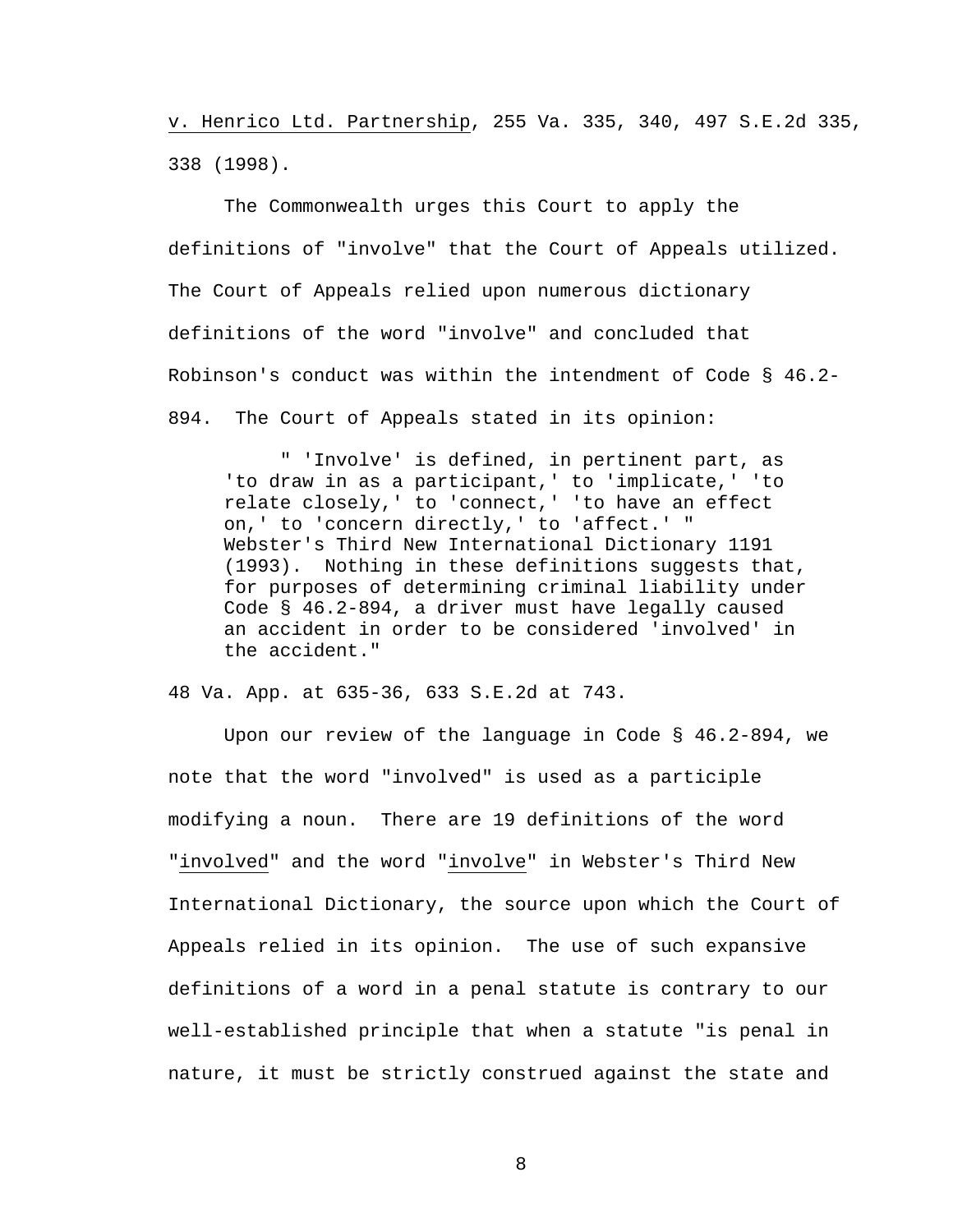v. Henrico Ltd. Partnership, 255 Va. 335, 340, 497 S.E.2d 335, 338 (1998).

The Commonwealth urges this Court to apply the definitions of "involve" that the Court of Appeals utilized. The Court of Appeals relied upon numerous dictionary definitions of the word "involve" and concluded that Robinson's conduct was within the intendment of Code § 46.2-894. The Court of Appeals stated in its opinion:

> " 'Involve' is defined, in pertinent part, as 'to draw in as a participant,' to 'implicate,' 'to relate closely,' to 'connect,' 'to have an effect on,' to 'concern directly,' to 'affect.' " Webster's Third New International Dictionary 1191 (1993). Nothing in these definitions suggests that, for purposes of determining criminal liability under Code § 46.2-894, a driver must have legally caused an accident in order to be considered 'involved' in the accident."

48 Va. App. at 635-36, 633 S.E.2d at 743.

Upon our review of the language in Code § 46.2-894, we note that the word "involved" is used as a participle modifying a noun. There are 19 definitions of the word "involved" and the word "involve" in Webster's Third New International Dictionary, the source upon which the Court of Appeals relied in its opinion. The use of such expansive definitions of a word in a penal statute is contrary to our well-established principle that when a statute "is penal in nature, it must be strictly construed against the state and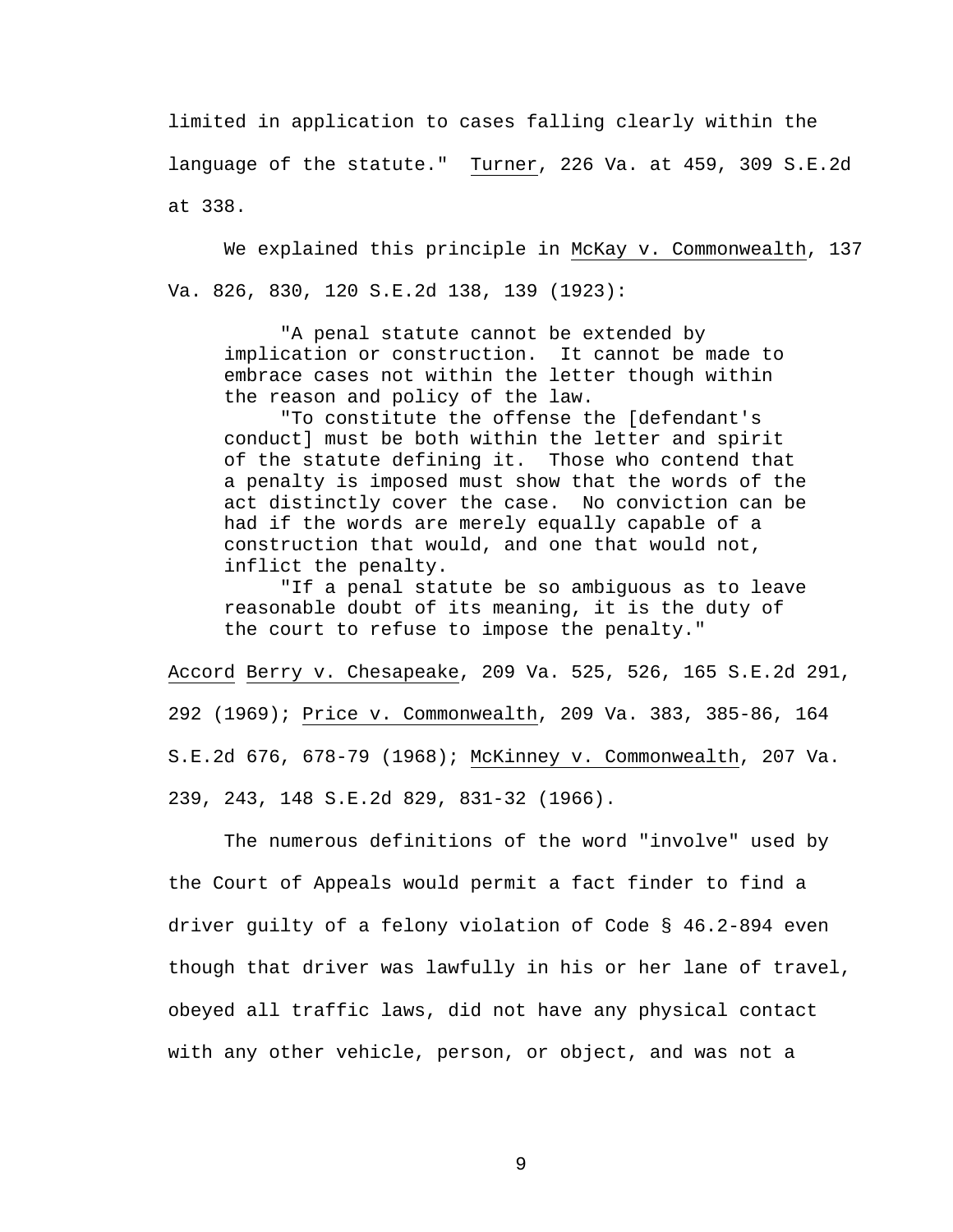limited in application to cases falling clearly within the language of the statute." Turner, 226 Va. at 459, 309 S.E.2d at 338.

We explained this principle in McKay v. Commonwealth, 137 Va. 826, 830, 120 S.E.2d 138, 139 (1923):

> "A penal statute cannot be extended by implication or construction. It cannot be made to embrace cases not within the letter though within the reason and policy of the law.
>
> "To constitute the offense the [defendant's conduct] must be both within the letter and spirit of the statute defining it. Those who contend that a penalty is imposed must show that the words of the act distinctly cover the case. No conviction can be had if the words are merely equally capable of a construction that would, and one that would not, inflict the penalty.
>
> "If a penal statute be so ambiguous as to leave reasonable doubt of its meaning, it is the duty of the court to refuse to impose the penalty."

Accord Berry v. Chesapeake, 209 Va. 525, 526, 165 S.E.2d 291, 292 (1969); Price v. Commonwealth, 209 Va. 383, 385-86, 164 S.E.2d 676, 678-79 (1968); McKinney v. Commonwealth, 207 Va. 239, 243, 148 S.E.2d 829, 831-32 (1966).

The numerous definitions of the word "involve" used by the Court of Appeals would permit a fact finder to find a driver guilty of a felony violation of Code § 46.2-894 even though that driver was lawfully in his or her lane of travel, obeyed all traffic laws, did not have any physical contact with any other vehicle, person, or object, and was not a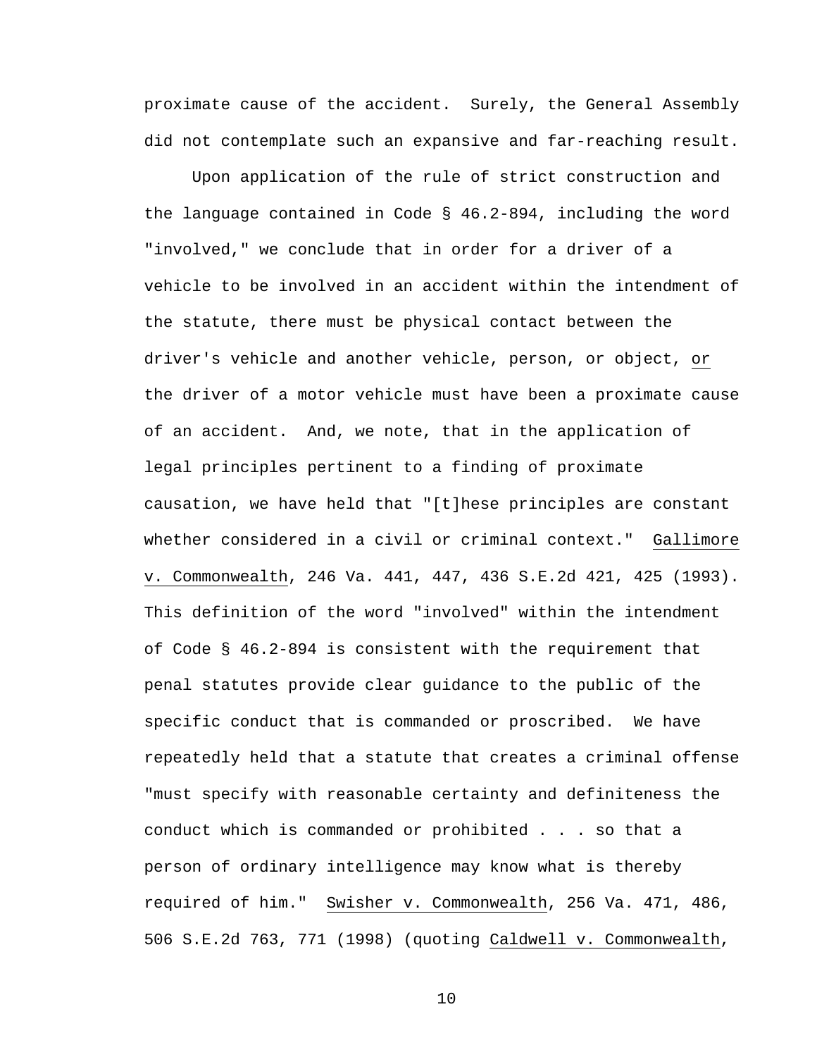proximate cause of the accident. Surely, the General Assembly did not contemplate such an expansive and far-reaching result.

Upon application of the rule of strict construction and the language contained in Code § 46.2-894, including the word "involved," we conclude that in order for a driver of a vehicle to be involved in an accident within the intendment of the statute, there must be physical contact between the driver's vehicle and another vehicle, person, or object, or the driver of a motor vehicle must have been a proximate cause of an accident. And, we note, that in the application of legal principles pertinent to a finding of proximate causation, we have held that "[t]hese principles are constant whether considered in a civil or criminal context." Gallimore v. Commonwealth, 246 Va. 441, 447, 436 S.E.2d 421, 425 (1993). This definition of the word "involved" within the intendment of Code § 46.2-894 is consistent with the requirement that penal statutes provide clear guidance to the public of the specific conduct that is commanded or proscribed. We have repeatedly held that a statute that creates a criminal offense "must specify with reasonable certainty and definiteness the conduct which is commanded or prohibited . . . so that a person of ordinary intelligence may know what is thereby required of him." Swisher v. Commonwealth, 256 Va. 471, 486, 506 S.E.2d 763, 771 (1998) (quoting Caldwell v. Commonwealth,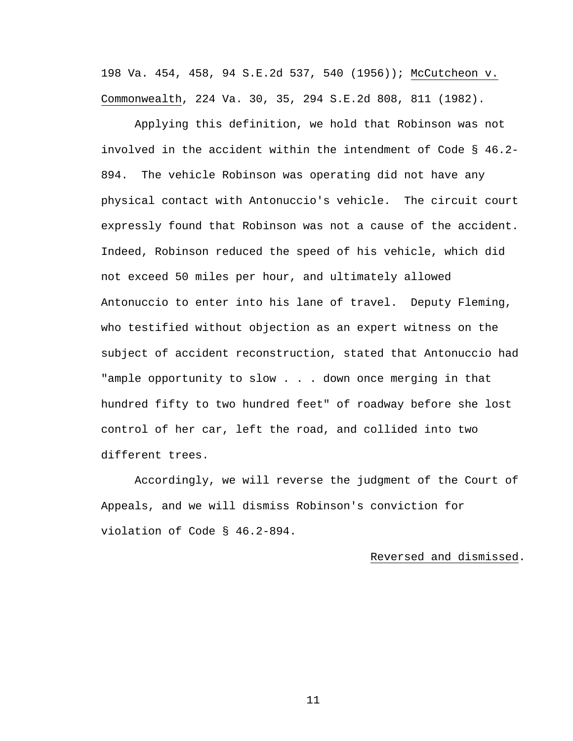198 Va. 454, 458, 94 S.E.2d 537, 540 (1956)); McCutcheon v. Commonwealth, 224 Va. 30, 35, 294 S.E.2d 808, 811 (1982).

Applying this definition, we hold that Robinson was not involved in the accident within the intendment of Code § 46.2-894. The vehicle Robinson was operating did not have any physical contact with Antonuccio's vehicle. The circuit court expressly found that Robinson was not a cause of the accident. Indeed, Robinson reduced the speed of his vehicle, which did not exceed 50 miles per hour, and ultimately allowed Antonuccio to enter into his lane of travel. Deputy Fleming, who testified without objection as an expert witness on the subject of accident reconstruction, stated that Antonuccio had "ample opportunity to slow . . . down once merging in that hundred fifty to two hundred feet" of roadway before she lost control of her car, left the road, and collided into two different trees.

Accordingly, we will reverse the judgment of the Court of Appeals, and we will dismiss Robinson's conviction for violation of Code § 46.2-894.

Reversed and dismissed.